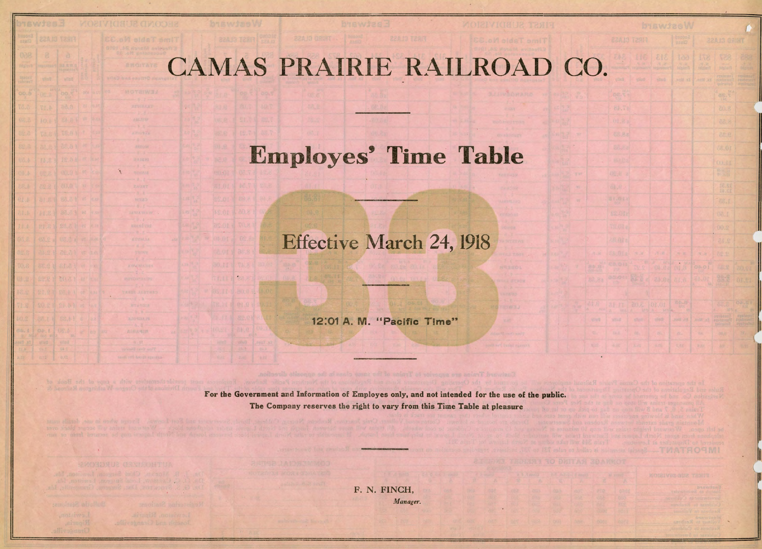# CAMAS PRAIRIE RAILROAD CO.

---

## Employes' Time Table

---

### 33

### Effective March 24, 1918

---

**12:01 A. M. "Pacific Time"**

---

**For the Government and Information of Employes only, and not intended for the use of the public.**

**The Company reserves the right to vary from this Time Table at pleasure**

---

F. N. FINCH,

*Manager.*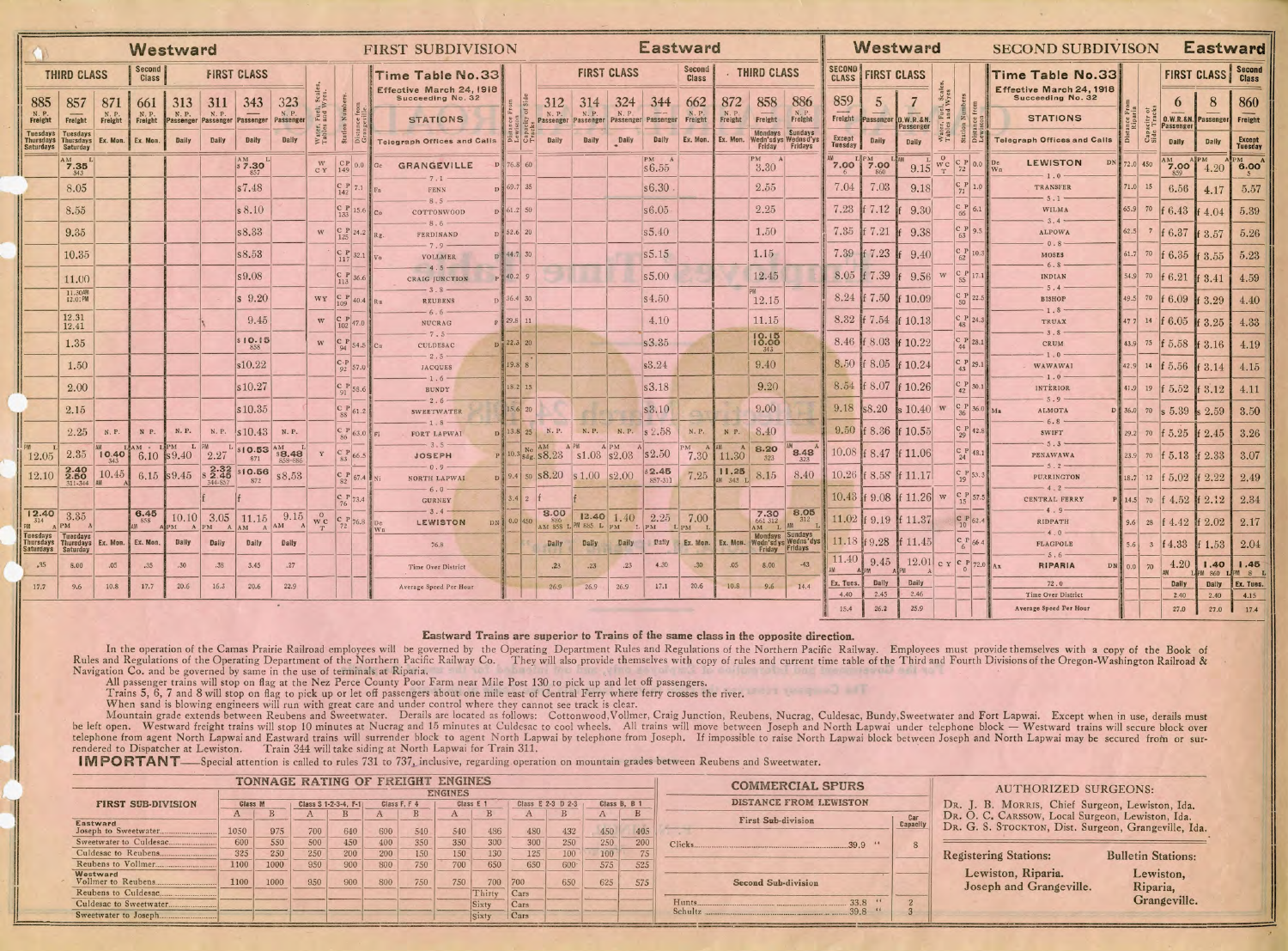# FIRST SUBDIVISION

**Time Table No. 33** — Effective March 24, 1918 — Succeeding No. 32

| Westward THIRD CLASS 885 N.P. Freight | 857 Freight | 871 N.P. Freight | Second Class 661 N.P. Freight | FIRST CLASS 313 N.P. Passenger | 311 N.P. Passenger | 343 Passenger | 323 N.P. Passenger | Water, Fuel, Scales, Tables and Wyes | Station Numbers | Distance from Grangeville | STATIONS — Telegraph Offices and Calls | Distance from Lewiston | Capacity of Side Tracks | Eastward FIRST CLASS 312 N.P. Passenger | 314 N.P. Passenger | 324 N.P. Passenger | 344 Passenger | Second Class 662 N.P. Freight | THIRD CLASS 872 N.P. Freight | 858 Freight | 886 N.P. Freight |
|---|---|---|---|---|---|---|---|---|---|---|---|---|---|---|---|---|---|---|---|---|---|
| Tuesdays Thursdays Saturdays | Tuesdays Thursdays Saturday | Ex. Mon. | Ex. Mon. | Daily | Daily | Daily | Daily | | | | | | | Daily | Daily | Daily | Daily | Ex. Mon. | Ex. Mon. | Mondays Wedn'sd'ys Friday | Sundays Wednsd'ys Fridays |
| | AM L 7.35 (343) | | | | | AM L s7.30 (857) | | W CY | CP 149 | 0.0 | Ge GRANGEVILLE D | 76.8 | 60 | | | | PM A s6.55 | | | PM A 3.30 | |
| | 8.05 | | | | | s7.48 | | | CP 142 | 7.1 | — 7.1 — Fe FENN D | 69.7 | 35 | | | | s6.30 | | | 2.55 | |
| | 8.55 | | | | | s8.10 | | | CP 135 | 15.6 | — 8.5 — Co COTTONWOOD D | 61.2 | 50 | | | | s6.05 | | | 2.25 | |
| | 9.35 | | | | | s8.33 | | W | CP 125 | 24.2 | — 8.6 — Fg FERDINAND D | 52.6 | 20 | | | | s5.40 | | | 1.50 | |
| | 10.35 | | | | | s8.53 | | | CP 117 | 32.1 | — 7.9 — Vo VOLLMER D | 44.7 | 30 | | | | s5.15 | | | 1.15 | |
| | 11.00 | | | | | s9.08 | | | CP 113 | 36.6 | — 4.5 — CRAIG JUNCTION P | 40.2 | 9 | | | | s5.00 | | | 12.45 | |
| | 11.30AM 12.01PM | | | | | s 9.20 | | WY | CP 109 | 40.4 | — 3.8 — Ru REUBENS D | 36.4 | 30 | | | | s4.50 | | | PM 12.15 | |
| | 12.31 12.41 | | | | | 9.45 | | W | CP 102 | 47.0 | — 6.6 — NUCRAG P | 29.8 | 11 | | | | 4.10 | | | 11.15 | |
| | 1.35 | | | | | s10.15 (858) | | W | CP 94 | 54.5 | — 7.5 — Cu CULDESAC D | 22.3 | 20 | | | | s3.35 | | | 10.15 10.05 (343) | |
| | 1.50 | | | | | s10.22 | | | CP 92 | 57.0 | — 2.5 — JACQUES | 19.8 | 8 | | | | s3.24 | | | 9.40 | |
| | 2.00 | | | | | s10.27 | | | CP 91 | 58.6 | — 1.6 — BUNDY | 18.2 | 15 | | | | s3.18 | | | 9.20 | |
| | 2.15 | | | | | s10.35 | | | CP 88 | 61.2 | — 2.6 — SWEETWATER | 15.6 | 20 | | | | s3.10 | | | 9.00 | |
| | 2.25 | N.P. | N.P. | N.P. | N.P. | s10.43 | N.P. | | CP 86 | 63.0 | — 1.8 — Fl FORT LAPWAI D | 13.8 | 25 | N.P. | N.P. | N.P. | s2.58 | N.P. | N.P. | 8.40 | |
| PM L 12.05 | 2.35 | AM L 10.40 (343) | AM L 6.10 | PM L s9.40 | PM L 2.27 | s10.53 (871) | AM s8.48 (858-886) | Y | CP 85 | 66.5 | — 3.5 — JOSEPH | 10.3 | No Sdg. | AM A s8.23 | PM A s1.03 | PM A s2.03 | s2.50 | PM A 7.30 | AM A 11.30 | AM L 8.20 (323) | AM 8.48 (323) |
| 12.10 | 2.40 2.50 (311-344) | 10.45 AM | 6.15 | s9.45 | s2.32 2.45 (344-857) | s10.56 (872) | s8.53 | | CP 82 | 67.4 | — 0.9 — Nl NORTH LAPWAI D | 9.4 | 50 | s8.20 | s1.00 | s2.00 | s2.45 (857-311) | 7.25 | AM 11.25 (343) L | 8.15 | 8.40 |
| | | | | f | f | | | | CP 76 | 73.4 | — 6.0 — GURNEY | 3.4 | 2 | f | f | | | | | | |
| 12.40 (314) PM A | 3.35 PM A | | 6.45 (858) AM | 10.10 PM A | 3.05 PM A | 11.15 AM A | 9.15 AM A | W C T | CP 72 | 76.8 | — 3.4 — De Wn LEWISTON DN | 0.0 | 450 | 8.00 (886) AM 858 L | 12.40 PM 885 L | 1.40 PM L | 2.25 PM L | 7.00 PM L | | 7.30 (661 312) AM L | 8.05 (312) AM L |
| Tuesdays Thursdays Saturdays | Tuesdays Thursdays Saturday | Ex. Mon. | Ex. Mon. | Daily | Daily | Daily | Daily | | | | 76.8 | | | Daily | Daily | Daily | Daily | Ex. Mon. | Ex. Mon. | Mondays Wedn'sd'ys Friday | Sundays Wedns'dys Fridays |
| .35 | 8.00 | .05 | .35 | .30 | .38 | 3.45 | .27 | | | | Time Over District | | | .25 | .23 | .23 | 4.30 | .30 | .05 | 8.00 | .43 |
| 17.7 | 9.6 | 10.8 | 17.7 | 20.6 | 16.3 | 20.6 | 22.9 | | | | Average Speed Per Hour | | | 26.9 | 26.9 | 26.9 | 17.1 | 20.6 | 10.8 | 9.6 | 14.4 |

# SECOND SUBDIVISON

**Time Table No. 33** — Effective March 24, 1918 — Succeeding No. 32

| Westward SECOND CLASS 859 Freight | FIRST CLASS 5 Passenger | 7 O.W.R.&N. Passenger | Water, Fuel, Scales, Tables and Wyes | Station Numbers | Distance from Lewiston | STATIONS — Telegraph Offices and Calls | Distance from Riparia | Capacity of Side Tracks | Eastward FIRST CLASS 6 O.W.R.&N. Passenger | 8 Passenger | Second Class 860 Freight |
|---|---|---|---|---|---|---|---|---|---|---|---|
| Except Tuesday | Daily | Daily | | | | | | | Daily | Daily | Except Tuesday |
| AM L 7.00 (6) | PM L 7.00 (860) | L 9.15 | W C T | CP 72 | 0.0 | De Wn LEWISTON DN | 72.0 | 450 | AM A 7.00 (859) | PM A 4.20 | PM A 6.00 (5) |
| 7.04 | 7.03 | 9.18 | | CP 71 | 1.0 | — 1.0 — TRANSFER | 71.0 | 15 | 6.56 | 4.17 | 5.57 |
| 7.23 | f 7.12 | f 9.30 | | CP 66 | 6.1 | — 5.1 — WILMA | 65.9 | 70 | f 6.43 | f 4.04 | 5.39 |
| 7.35 | f 7.21 | f 9.38 | | CP 63 | 9.5 | — 3.4 — ALPOWA | 62.5 | 7 | f 6.37 | f 3.57 | 5.26 |
| 7.39 | f 7.23 | f 9.40 | | CP 62 | 10.3 | — 0.8 — MOSES | 61.7 | 70 | f 6.35 | f 3.55 | 5.23 |
| 8.05 | f 7.39 | f 9.56 | W | CP 55 | 17.1 | — 6.8 — INDIAN | 54.9 | 70 | f 6.21 | f 3.41 | 4.59 |
| 8.24 | f 7.50 | f 10.09 | | CP 50 | 22.5 | — 5.4 — BISHOP | 49.5 | 70 | f 6.09 | f 3.29 | 4.40 |
| 8.32 | f 7.54 | f 10.13 | | CP 48 | 24.3 | — 1.8 — TRUAX | 47.7 | 14 | f 6.05 | f 3.25 | 4.33 |
| 8.46 | f 8.03 | f 10.22 | | CP 44 | 28.1 | — 3.8 — CRUM | 43.9 | 75 | f 5.58 | f 3.16 | 4.19 |
| 8.50 | f 8.05 | f 10.24 | | CP 43 | 29.1 | — 1.0 — WAWAWAI | 42.9 | 14 | f 5.56 | f 3.14 | 4.15 |
| 8.54 | f 8.07 | f 10.26 | | CP 42 | 30.1 | — 1.0 — INTERIOR | 41.9 | 19 | f 5.52 | f 3.12 | 4.11 |
| 9.18 | s8.20 | s 10.40 | W | CP 36 | 36.0 | — 5.9 — Ma ALMOTA D | 36.0 | 70 | s 5.39 | s 2.59 | 3.50 |
| 9.50 | f 8.36 | f 10.55 | | CP 29 | 42.8 | — 6.8 — SWIFT | 29.2 | 70 | f 5.25 | f 2.45 | 3.26 |
| 10.08 | f 8.47 | f 11.06 | | CP 24 | 48.1 | — 5.3 — PENAWAWA | 23.9 | 70 | f 5.13 | f 2.33 | 3.07 |
| 10.26 | f 8.58 | f 11.17 | | CP 19 | 53.3 | — 5.2 — PURRINGTON | 18.7 | 12 | f 5.02 | f 2.22 | 2.49 |
| 10.43 | f 9.08 | f 11.26 | W | CP 15 | 57.5 | — 4.2 — CENTRAL FERRY P | 14.5 | 70 | f 4.52 | f 2.12 | 2.34 |
| 11.02 | f 9.19 | f 11.37 | | CP 10 | 62.4 | — 4.9 — RIDPATH | 9.6 | 28 | f 4.42 | f 2.02 | 2.17 |
| 11.18 | f 9.28 | f 11.45 | | CP 6 | 66.4 | — 4.0 — FLAGPOLE | 5.6 | 3 | f 4.33 | f 1.53 | 2.04 |
| 11.40 AM A | 9.45 PM A | 12.01 | C Y | CP 0 | 72.0 | — 5.6 — Ax RIPARIA DN | 0.0 | 70 | AM L 4.20 | PM 860 L 1.40 | PM 8 L 1.45 |
| Ex. Tues. | Daily | Daily | | | | 72.0 | | | Daily | Daily | Ex. Tues. |
| 4.40 | 2.45 | 2.46 | | | | Time Over District | | | 2.40 | 2.40 | 4.15 |
| 15.4 | 26.2 | 25.9 | | | | Average Speed Per Hour | | | 27.0 | 27.0 | 17.4 |

**Eastward Trains are superior to Trains of the same class in the opposite direction.**

In the operation of the Camas Prairie Railroad employees will be governed by the Operating Department Rules and Regulations of the Northern Pacific Railway. Employees must provide themselves with a copy of the Book of Rules and Regulations of the Operating Department of the Northern Pacific Railway Co. They will also provide themselves with copy of rules and current time table of the Third and Fourth Divisions of the Oregon-Washington Railroad & Navigation Co. and be governed by same in the use of terminals at Riparia.

All passenger trains will stop on flag at the Nez Perce County Poor Farm near Mile Post 130 to pick up and let off passengers.

Trains 5, 6, 7 and 8 will stop on flag to pick up or let off passengers about one mile east of Central Ferry where ferry crosses the river.

When sand is blowing engineers will run with great care and under control where they cannot see track is clear.

Mountain grade extends between Reubens and Sweetwater. Derails are located as follows: Cottonwood, Vollmer, Craig Junction, Reubens, Nucrag, Culdesac, Bundy, Sweetwater and Fort Lapwai. Except when in use, derails must be left open. Westward freight trains will stop 10 minutes at Nucrag and 15 minutes at Culdesac to cool wheels. All trains will move between Joseph and North Lapwai under telephone block — Westward trains will secure block over telephone from agent North Lapwai and Eastward trains will surrender block to agent North Lapwai by telephone from Joseph. If impossible to raise North Lapwai block between Joseph and North Lapwai may be secured from or surrendered to Dispatcher at Lewiston. Train 344 will take siding at North Lapwai for Train 311.

**IMPORTANT**—Special attention is called to rules 731 to 737, inclusive, regarding operation on mountain grades between Reubens and Sweetwater.

## TONNAGE RATING OF FREIGHT ENGINES

| FIRST SUB-DIVISION | ENGINES Class M A | Class M B | Class S 1-2-3-4, F-1 A | Class S 1-2-3-4, F-1 B | Class F, F 4 A | Class F, F 4 B | Class E 1 A | Class E 1 B | Class E 2-3 D 2-3 A | Class E 2-3 D 2-3 B | Class B, B 1 A | Class B, B 1 B |
|---|---|---|---|---|---|---|---|---|---|---|---|---|
| **Eastward** | | | | | | | | | | | | |
| Joseph to Sweetwater | 1050 | 975 | 700 | 640 | 600 | 540 | 540 | 486 | 480 | 432 | 450 | 405 |
| Sweetwater to Culdesac | 600 | 550 | 500 | 450 | 400 | 350 | 350 | 300 | 300 | 250 | 250 | 200 |
| Culdesac to Reubens | 325 | 250 | 250 | 200 | 200 | 150 | 150 | 130 | 125 | 100 | 100 | 75 |
| Reubens to Vollmer | 1100 | 1000 | 950 | 900 | 800 | 750 | 700 | 650 | 650 | 600 | 575 | 525 |
| **Westward** | | | | | | | | | | | | |
| Vollmer to Reubens | 1100 | 1000 | 950 | 900 | 800 | 750 | 750 | 700 | 700 | 650 | 625 | 575 |
| Reubens to Culdesac | | | | | | | | Thirty | Cars | | | |
| Culdesac to Sweetwater | | | | | | | | Sixty | Cars | | | |
| Sweetwater to Joseph | | | | | | | | Sixty | Cars | | | |

## COMMERCIAL SPURS

| DISTANCE FROM LEWISTON | | Car Capacity |
|---|---|---|
| **First Sub-division** | | |
| Clicks | 39.9 " | 8 |
| **Second Sub-division** | | |
| Hunts | 33.8 " | 2 |
| Schultz | 39.8 " | 3 |

## AUTHORIZED SURGEONS:

DR. J. B. MORRIS, Chief Surgeon, Lewiston, Ida.
DR. O. C. CARSSOW, Local Surgeon, Lewiston, Ida.
DR. G. S. STOCKTON, Dist. Surgeon, Grangeville, Ida.

**Registering Stations:** Lewiston, Riparia, Joseph and Grangeville.

**Bulletin Stations:** Lewiston, Riparia, Grangeville.